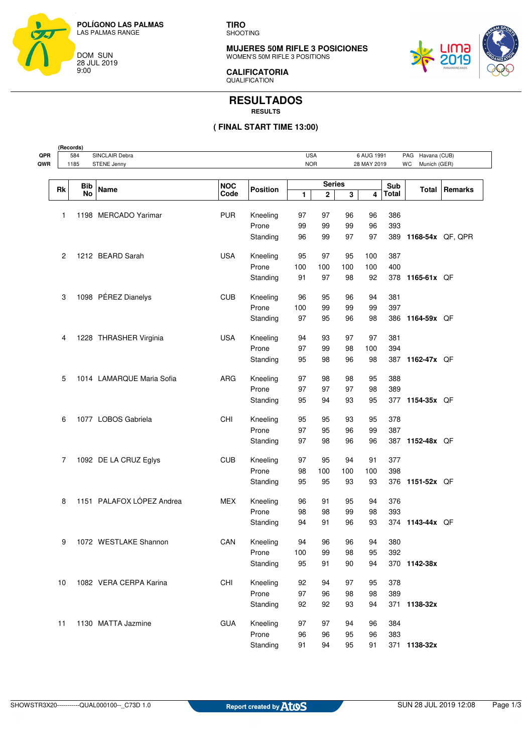POLÍGONO LAS PALMAS
LAS PALMAS RANGE

DOM SUN
28 JUL 2019
9:00

**TIRO**
SHOOTING

**MUJERES 50M RIFLE 3 POSICIONES**
WOMEN'S 50M RIFLE 3 POSITIONS

**CALIFICATORIA**
QUALIFICATION

# RESULTADOS
**RESULTS**

**( FINAL START TIME 13:00)**

| (Records) | | | | | | |
|---|---|---|---|---|---|---|
| QPR | 584 | SINCLAIR Debra | USA | 6 AUG 1991 | PAG | Havana (CUB) |
| QWR | 1185 | STENE Jenny | NOR | 28 MAY 2019 | WC | Munich (GER) |

| Rk | Bib No | Name | NOC Code | Position | Series 1 | 2 | 3 | 4 | Sub Total | Total | Remarks |
|---|---|---|---|---|---|---|---|---|---|---|---|
| 1 | 1198 | MERCADO Yarimar | PUR | Kneeling | 97 | 97 | 96 | 96 | 386 | | |
| | | | | Prone | 99 | 99 | 99 | 96 | 393 | | |
| | | | | Standing | 96 | 99 | 97 | 97 | 389 | **1168-54x** | QF, QPR |
| 2 | 1212 | BEARD Sarah | USA | Kneeling | 95 | 97 | 95 | 100 | 387 | | |
| | | | | Prone | 100 | 100 | 100 | 100 | 400 | | |
| | | | | Standing | 91 | 97 | 98 | 92 | 378 | **1165-61x** | QF |
| 3 | 1098 | PÉREZ Dianelys | CUB | Kneeling | 96 | 95 | 96 | 94 | 381 | | |
| | | | | Prone | 100 | 99 | 99 | 99 | 397 | | |
| | | | | Standing | 97 | 95 | 96 | 98 | 386 | **1164-59x** | QF |
| 4 | 1228 | THRASHER Virginia | USA | Kneeling | 94 | 93 | 97 | 97 | 381 | | |
| | | | | Prone | 97 | 99 | 98 | 100 | 394 | | |
| | | | | Standing | 95 | 98 | 96 | 98 | 387 | **1162-47x** | QF |
| 5 | 1014 | LAMARQUE Maria Sofia | ARG | Kneeling | 97 | 98 | 98 | 95 | 388 | | |
| | | | | Prone | 97 | 97 | 97 | 98 | 389 | | |
| | | | | Standing | 95 | 94 | 93 | 95 | 377 | **1154-35x** | QF |
| 6 | 1077 | LOBOS Gabriela | CHI | Kneeling | 95 | 95 | 93 | 95 | 378 | | |
| | | | | Prone | 97 | 95 | 96 | 99 | 387 | | |
| | | | | Standing | 97 | 98 | 96 | 96 | 387 | **1152-48x** | QF |
| 7 | 1092 | DE LA CRUZ Eglys | CUB | Kneeling | 97 | 95 | 94 | 91 | 377 | | |
| | | | | Prone | 98 | 100 | 100 | 100 | 398 | | |
| | | | | Standing | 95 | 95 | 93 | 93 | 376 | **1151-52x** | QF |
| 8 | 1151 | PALAFOX LÓPEZ Andrea | MEX | Kneeling | 96 | 91 | 95 | 94 | 376 | | |
| | | | | Prone | 98 | 98 | 99 | 98 | 393 | | |
| | | | | Standing | 94 | 91 | 96 | 93 | 374 | **1143-44x** | QF |
| 9 | 1072 | WESTLAKE Shannon | CAN | Kneeling | 94 | 96 | 96 | 94 | 380 | | |
| | | | | Prone | 100 | 99 | 98 | 95 | 392 | | |
| | | | | Standing | 95 | 91 | 90 | 94 | 370 | **1142-38x** | |
| 10 | 1082 | VERA CERPA Karina | CHI | Kneeling | 92 | 94 | 97 | 95 | 378 | | |
| | | | | Prone | 97 | 96 | 98 | 98 | 389 | | |
| | | | | Standing | 92 | 92 | 93 | 94 | 371 | **1138-32x** | |
| 11 | 1130 | MATTA Jazmine | GUA | Kneeling | 97 | 97 | 94 | 96 | 384 | | |
| | | | | Prone | 96 | 96 | 95 | 96 | 383 | | |
| | | | | Standing | 91 | 94 | 95 | 91 | 371 | **1138-32x** | |

SHOWSTR3X20-----------QUAL000100--_C73D 1.0 | Report created by Atos | SUN 28 JUL 2019 12:08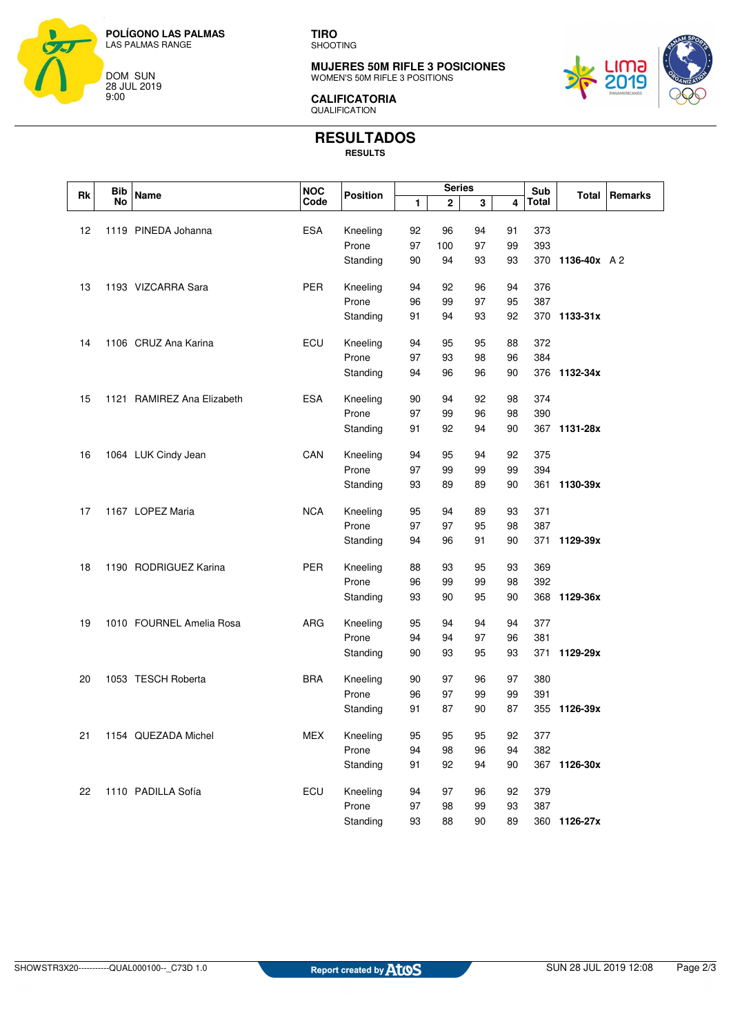**POLÍGONO LAS PALMAS**
LAS PALMAS RANGE

DOM SUN
28 JUL 2019
9:00

**TIRO**
SHOOTING

**MUJERES 50M RIFLE 3 POSICIONES**
WOMEN'S 50M RIFLE 3 POSITIONS

**CALIFICATORIA**
QUALIFICATION

# RESULTADOS
**RESULTS**

| Rk | Bib No | Name | NOC Code | Position | Series 1 | 2 | 3 | 4 | Sub Total | Total | Remarks |
|---|---|---|---|---|---|---|---|---|---|---|---|
| 12 | 1119 | PINEDA Johanna | ESA | Kneeling | 92 | 96 | 94 | 91 | 373 | | |
| | | | | Prone | 97 | 100 | 97 | 99 | 393 | | |
| | | | | Standing | 90 | 94 | 93 | 93 | 370 | **1136-40x** | A 2 |
| 13 | 1193 | VIZCARRA Sara | PER | Kneeling | 94 | 92 | 96 | 94 | 376 | | |
| | | | | Prone | 96 | 99 | 97 | 95 | 387 | | |
| | | | | Standing | 91 | 94 | 93 | 92 | 370 | **1133-31x** | |
| 14 | 1106 | CRUZ Ana Karina | ECU | Kneeling | 94 | 95 | 95 | 88 | 372 | | |
| | | | | Prone | 97 | 93 | 98 | 96 | 384 | | |
| | | | | Standing | 94 | 96 | 96 | 90 | 376 | **1132-34x** | |
| 15 | 1121 | RAMIREZ Ana Elizabeth | ESA | Kneeling | 90 | 94 | 92 | 98 | 374 | | |
| | | | | Prone | 97 | 99 | 96 | 98 | 390 | | |
| | | | | Standing | 91 | 92 | 94 | 90 | 367 | **1131-28x** | |
| 16 | 1064 | LUK Cindy Jean | CAN | Kneeling | 94 | 95 | 94 | 92 | 375 | | |
| | | | | Prone | 97 | 99 | 99 | 99 | 394 | | |
| | | | | Standing | 93 | 89 | 89 | 90 | 361 | **1130-39x** | |
| 17 | 1167 | LOPEZ Maria | NCA | Kneeling | 95 | 94 | 89 | 93 | 371 | | |
| | | | | Prone | 97 | 97 | 95 | 98 | 387 | | |
| | | | | Standing | 94 | 96 | 91 | 90 | 371 | **1129-39x** | |
| 18 | 1190 | RODRIGUEZ Karina | PER | Kneeling | 88 | 93 | 95 | 93 | 369 | | |
| | | | | Prone | 96 | 99 | 99 | 98 | 392 | | |
| | | | | Standing | 93 | 90 | 95 | 90 | 368 | **1129-36x** | |
| 19 | 1010 | FOURNEL Amelia Rosa | ARG | Kneeling | 95 | 94 | 94 | 94 | 377 | | |
| | | | | Prone | 94 | 94 | 97 | 96 | 381 | | |
| | | | | Standing | 90 | 93 | 95 | 93 | 371 | **1129-29x** | |
| 20 | 1053 | TESCH Roberta | BRA | Kneeling | 90 | 97 | 96 | 97 | 380 | | |
| | | | | Prone | 96 | 97 | 99 | 99 | 391 | | |
| | | | | Standing | 91 | 87 | 90 | 87 | 355 | **1126-39x** | |
| 21 | 1154 | QUEZADA Michel | MEX | Kneeling | 95 | 95 | 95 | 92 | 377 | | |
| | | | | Prone | 94 | 98 | 96 | 94 | 382 | | |
| | | | | Standing | 91 | 92 | 94 | 90 | 367 | **1126-30x** | |
| 22 | 1110 | PADILLA Sofía | ECU | Kneeling | 94 | 97 | 96 | 92 | 379 | | |
| | | | | Prone | 97 | 98 | 99 | 93 | 387 | | |
| | | | | Standing | 93 | 88 | 90 | 89 | 360 | **1126-27x** | |

SHOWSTR3X20-----------QUAL000100--_C73D 1.0 | Report created by Atos | SUN 28 JUL 2019 12:08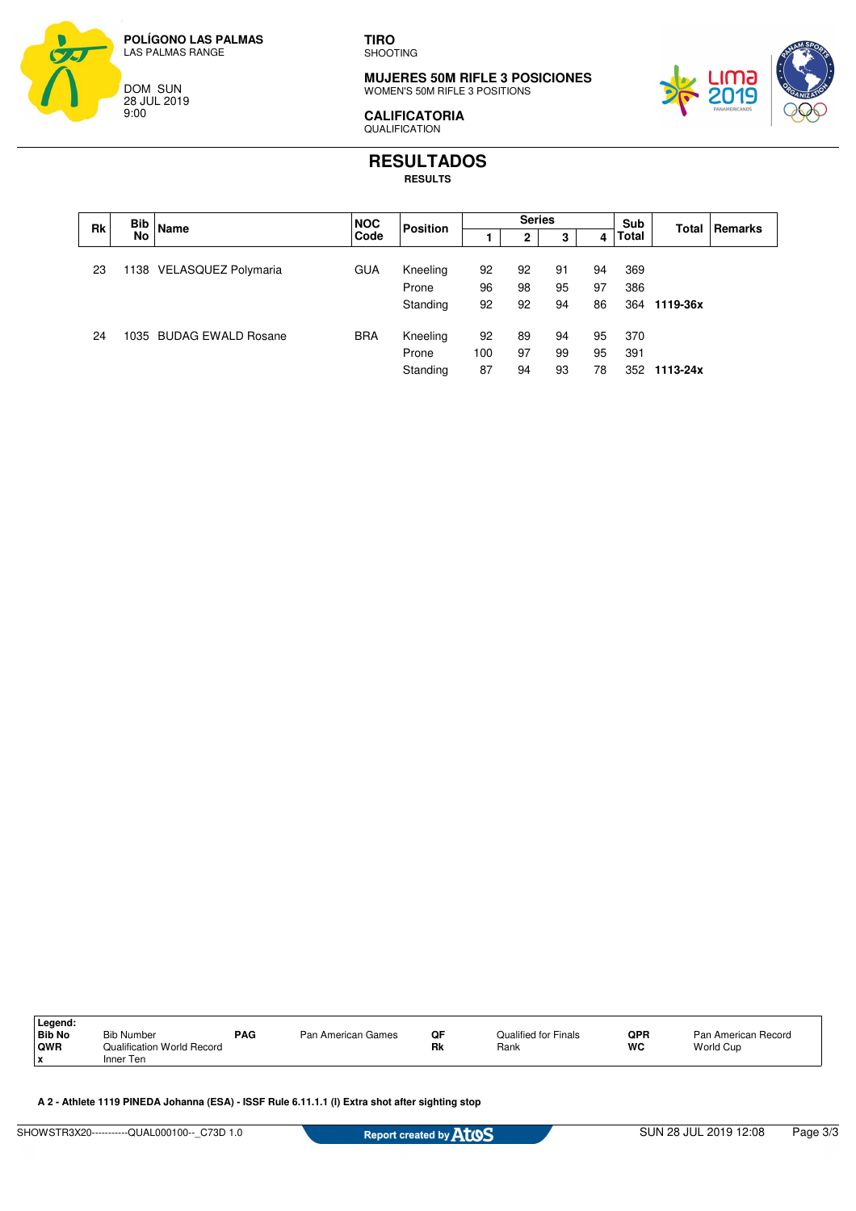**POLÍGONO LAS PALMAS**
LAS PALMAS RANGE

DOM SUN
28 JUL 2019
9:00

**TIRO**
SHOOTING

**MUJERES 50M RIFLE 3 POSICIONES**
WOMEN'S 50M RIFLE 3 POSITIONS

**CALIFICATORIA**
QUALIFICATION

# RESULTADOS
**RESULTS**

| Rk | Bib No | Name | NOC Code | Position | Series 1 | Series 2 | Series 3 | Series 4 | Sub Total | Total | Remarks |
|---|---|---|---|---|---|---|---|---|---|---|---|
| 23 | 1138 | VELASQUEZ Polymaria | GUA | Kneeling | 92 | 92 | 91 | 94 | 369 | | |
| | | | | Prone | 96 | 98 | 95 | 97 | 386 | | |
| | | | | Standing | 92 | 92 | 94 | 86 | 364 | **1119-36x** | |
| 24 | 1035 | BUDAG EWALD Rosane | BRA | Kneeling | 92 | 89 | 94 | 95 | 370 | | |
| | | | | Prone | 100 | 97 | 99 | 95 | 391 | | |
| | | | | Standing | 87 | 94 | 93 | 78 | 352 | **1113-24x** | |

| **Legend:** | | | | | | | |
|---|---|---|---|---|---|---|---|
| **Bib No** | Bib Number | **PAG** | Pan American Games | **QF** | Qualified for Finals | **QPR** | Pan American Record |
| **QWR** | Qualification World Record | | | **Rk** | Rank | **WC** | World Cup |
| **x** | Inner Ten | | | | | | |

**A 2 - Athlete 1119 PINEDA Johanna (ESA) - ISSF Rule 6.11.1.1 (l) Extra shot after sighting stop**

SHOWSTR3X20-----------QUAL000100--_C73D 1.0 — Report created by Atos — SUN 28 JUL 2019 12:08